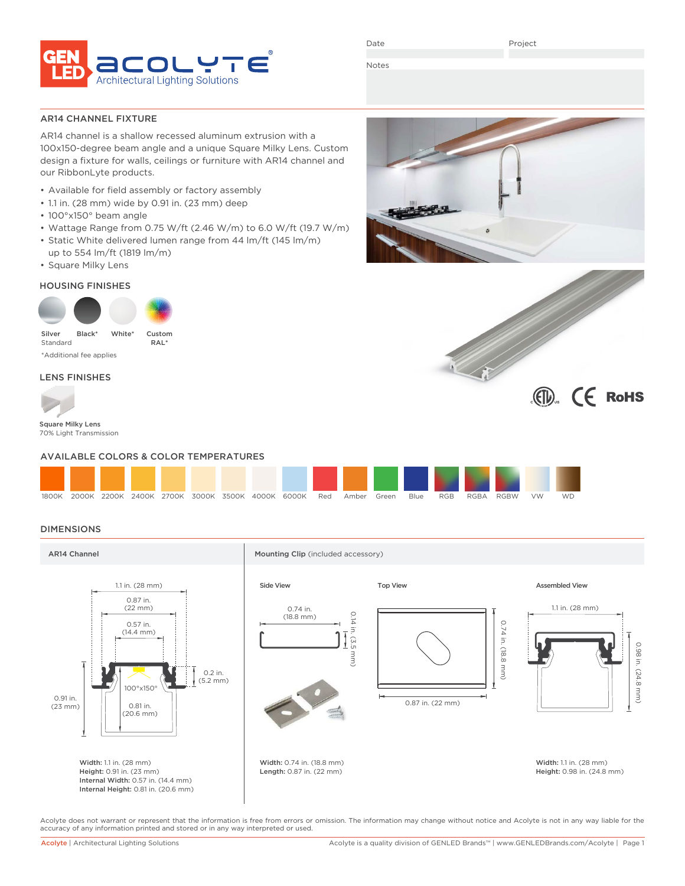GENLED acolyte® Architectural Lighting Solutions

Date | Project

Notes

## AR14 CHANNEL FIXTURE

AR14 channel is a shallow recessed aluminum extrusion with a 100x150-degree beam angle and a unique Square Milky Lens. Custom design a fixture for walls, ceilings or furniture with AR14 channel and our RibbonLyte products.

- Available for field assembly or factory assembly
- 1.1 in. (28 mm) wide by 0.91 in. (23 mm) deep
- 100°x150° beam angle
- Wattage Range from 0.75 W/ft (2.46 W/m) to 6.0 W/ft (19.7 W/m)
- Static White delivered lumen range from 44 lm/ft (145 lm/m) up to 554 lm/ft (1819 lm/m)
- Square Milky Lens

### HOUSING FINISHES

Silver Standard | Black* | White* | Custom RAL*

*Additional fee applies

### LENS FINISHES

**Square Milky Lens**
70% Light Transmission

### AVAILABLE COLORS & COLOR TEMPERATURES

1800K | 2000K | 2200K | 2400K | 2700K | 3000K | 3500K | 4000K | 6000K | Red | Amber | Green | Blue | RGB | RGBA | RGBW | VW | WD

## DIMENSIONS

### AR14 Channel

1.1 in. (28 mm)
0.87 in. (22 mm)
0.57 in. (14.4 mm)
0.2 in. (5.2 mm)
100°x150°
0.91 in. (23 mm)
0.81 in. (20.6 mm)

**Width:** 1.1 in. (28 mm)
**Height:** 0.91 in. (23 mm)
**Internal Width:** 0.57 in. (14.4 mm)
**Internal Height:** 0.81 in. (20.6 mm)

### Mounting Clip (included accessory)

**Side View**

0.74 in. (18.8 mm)
0.14 in. (3.5 mm)

**Top View**

0.74 in. (18.8 mm)
0.87 in. (22 mm)

**Width:** 0.74 in. (18.8 mm)
**Length:** 0.87 in. (22 mm)

**Assembled View**

1.1 in. (28 mm)
0.98 in. (24.8 mm)

**Width:** 1.1 in. (28 mm)
**Height:** 0.98 in. (24.8 mm)

Acolyte does not warrant or represent that the information is free from errors or omission. The information may change without notice and Acolyte is not in any way liable for the accuracy of any information printed and stored or in any way interpreted or used.

Acolyte | Architectural Lighting Solutions — Acolyte is a quality division of GENLED Brands™ | www.GENLEDBrands.com/Acolyte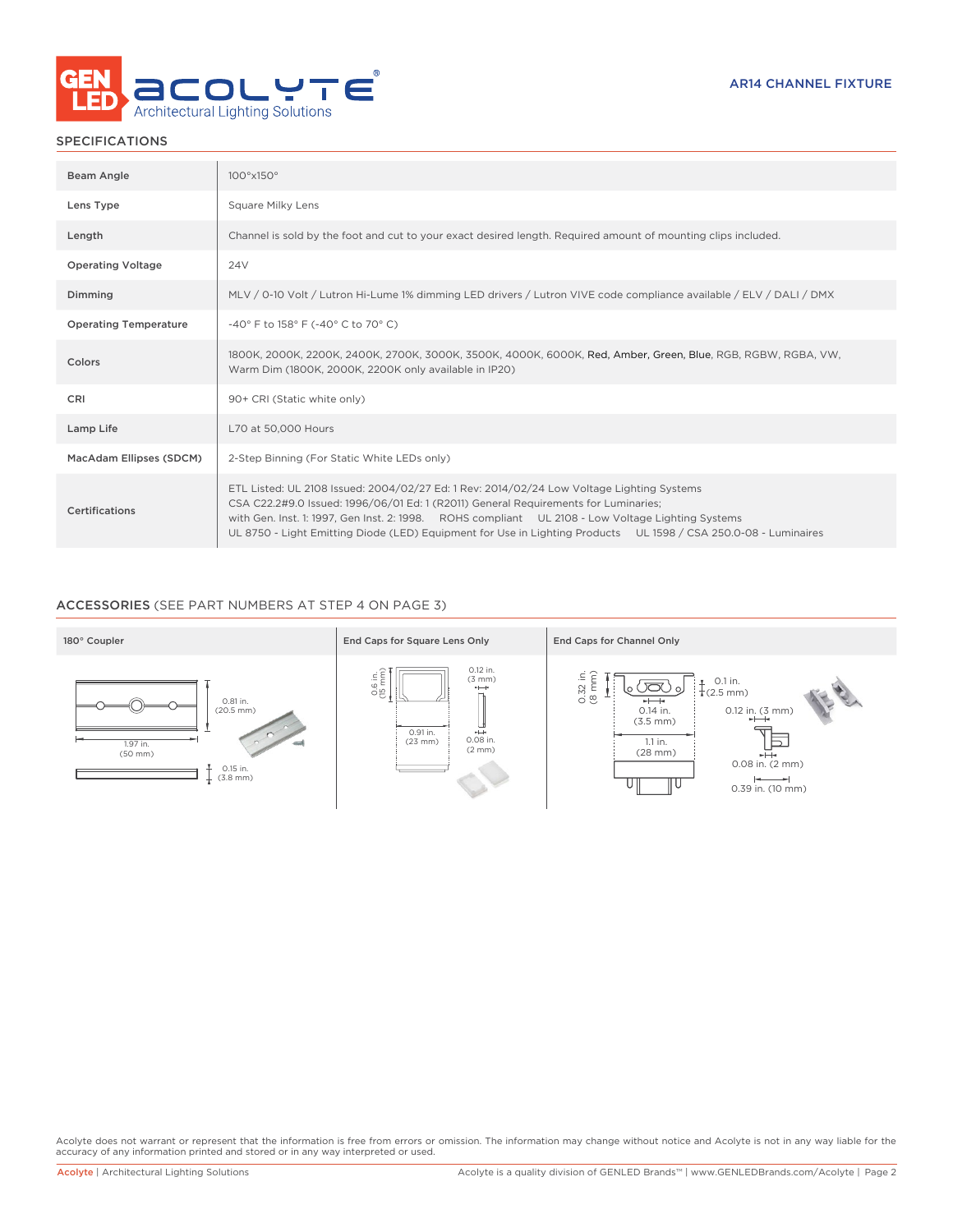AR14 CHANNEL FIXTURE

## SPECIFICATIONS

| | |
|---|---|
| Beam Angle | 100°x150° |
| Lens Type | Square Milky Lens |
| Length | Channel is sold by the foot and cut to your exact desired length. Required amount of mounting clips included. |
| Operating Voltage | 24V |
| Dimming | MLV / 0-10 Volt / Lutron Hi-Lume 1% dimming LED drivers / Lutron VIVE code compliance available / ELV / DALI / DMX |
| Operating Temperature | -40° F to 158° F (-40° C to 70° C) |
| Colors | 1800K, 2000K, 2200K, 2400K, 2700K, 3000K, 3500K, 4000K, 6000K, Red, Amber, Green, Blue, RGB, RGBW, RGBA, VW, Warm Dim (1800K, 2000K, 2200K only available in IP20) |
| CRI | 90+ CRI (Static white only) |
| Lamp Life | L70 at 50,000 Hours |
| MacAdam Ellipses (SDCM) | 2-Step Binning (For Static White LEDs only) |
| Certifications | ETL Listed: UL 2108 Issued: 2004/02/27 Ed: 1 Rev: 2014/02/24 Low Voltage Lighting Systems<br>CSA C22.2#9.0 Issued: 1996/06/01 Ed: 1 (R2011) General Requirements for Luminaries;<br>with Gen. Inst. 1: 1997, Gen Inst. 2: 1998. ROHS compliant UL 2108 - Low Voltage Lighting Systems<br>UL 8750 - Light Emitting Diode (LED) Equipment for Use in Lighting Products UL 1598 / CSA 250.0-08 - Luminaires |

## ACCESSORIES (SEE PART NUMBERS AT STEP 4 ON PAGE 3)

| 180° Coupler | End Caps for Square Lens Only | End Caps for Channel Only |
|---|---|---|
| 0.81 in. (20.5 mm)<br>1.97 in. (50 mm)<br>0.15 in. (3.8 mm) | 0.6 in. (15 mm)<br>0.91 in. (23 mm)<br>0.12 in. (3 mm)<br>0.08 in. (2 mm) | 0.32 in. (8 mm)<br>0.1 in. (2.5 mm)<br>0.14 in. (3.5 mm)<br>1.1 in. (28 mm)<br>0.12 in. (3 mm)<br>0.08 in. (2 mm)<br>0.39 in. (10 mm) |

Acolyte does not warrant or represent that the information is free from errors or omission. The information may change without notice and Acolyte is not in any way liable for the accuracy of any information printed and stored or in any way interpreted or used.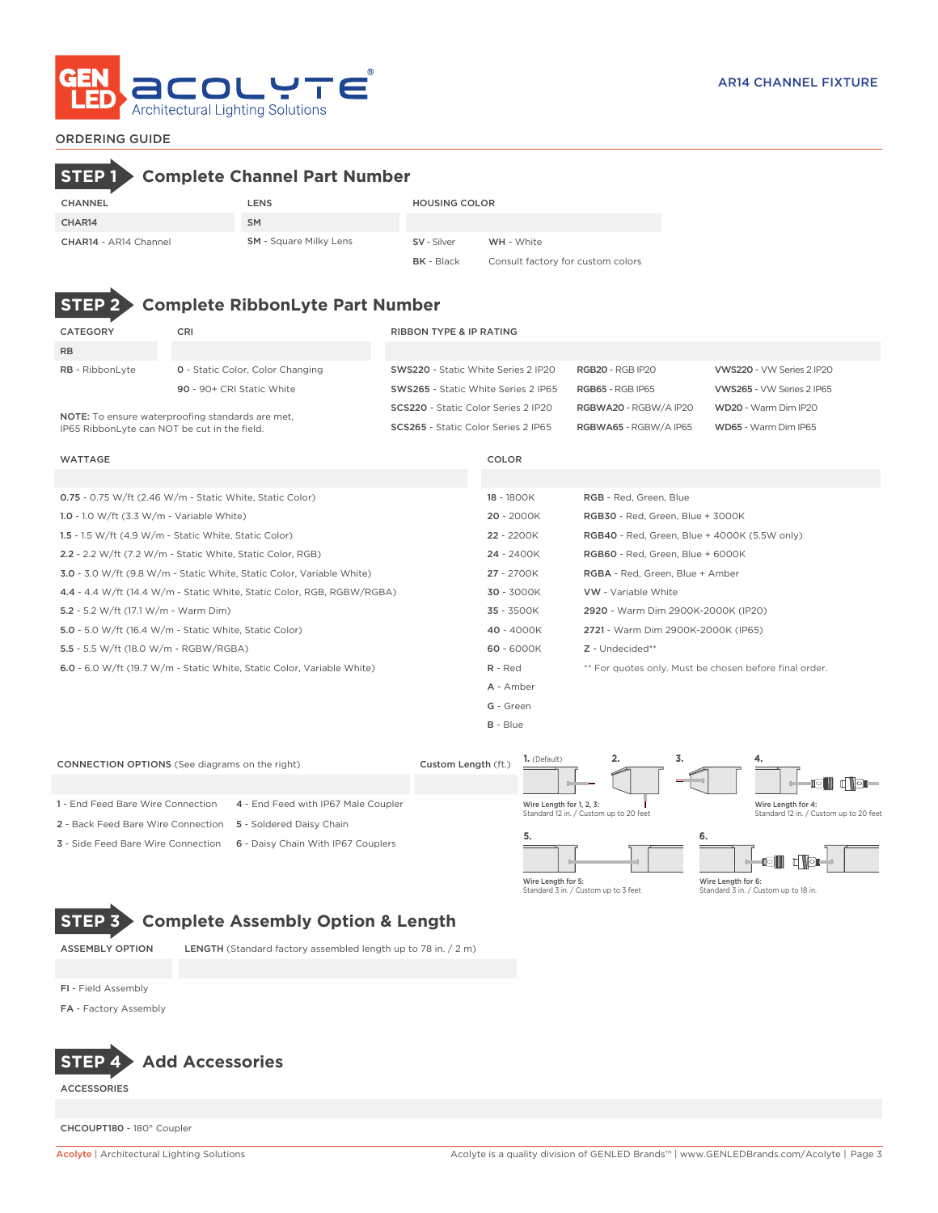# AR14 CHANNEL FIXTURE

## ORDERING GUIDE

## STEP 1 Complete Channel Part Number

| CHANNEL | LENS | HOUSING COLOR | |
|---|---|---|---|
| CHAR14 | SM | | |
| **CHAR14** - AR14 Channel | **SM** - Square Milky Lens | **SV** - Silver | **WH** - White |
| | | **BK** - Black | Consult factory for custom colors |

## STEP 2 Complete RibbonLyte Part Number

| CATEGORY | CRI | RIBBON TYPE & IP RATING | | |
|---|---|---|---|---|
| RB | | | | |
| **RB** - RibbonLyte | **0** - Static Color, Color Changing | **SWS220** - Static White Series 2 IP20 | **RGB20** - RGB IP20 | **VWS220** - VW Series 2 IP20 |
| | **90** - 90+ CRI Static White | **SWS265** - Static White Series 2 IP65 | **RGB65** - RGB IP65 | **VWS265** - VW Series 2 IP65 |
| | | **SCS220** - Static Color Series 2 IP20 | **RGBWA20** - RGBW/A IP20 | **WD20** - Warm Dim IP20 |
| | | **SCS265** - Static Color Series 2 IP65 | **RGBWA65** - RGBW/A IP65 | **WD65** - Warm Dim IP65 |

**NOTE:** To ensure waterproofing standards are met, IP65 RibbonLyte can NOT be cut in the field.

| WATTAGE | COLOR | |
|---|---|---|
| **0.75** - 0.75 W/ft (2.46 W/m - Static White, Static Color) | **18** - 1800K | **RGB** - Red, Green, Blue |
| **1.0** - 1.0 W/ft (3.3 W/m - Variable White) | **20** - 2000K | **RGB30** - Red, Green, Blue + 3000K |
| **1.5** - 1.5 W/ft (4.9 W/m - Static White, Static Color) | **22** - 2200K | **RGB40** - Red, Green, Blue + 4000K (5.5W only) |
| **2.2** - 2.2 W/ft (7.2 W/m - Static White, Static Color, RGB) | **24** - 2400K | **RGB60** - Red, Green, Blue + 6000K |
| **3.0** - 3.0 W/ft (9.8 W/m - Static White, Static Color, Variable White) | **27** - 2700K | **RGBA** - Red, Green, Blue + Amber |
| **4.4** - 4.4 W/ft (14.4 W/m - Static White, Static Color, RGB, RGBW/RGBA) | **30** - 3000K | **VW** - Variable White |
| **5.2** - 5.2 W/ft (17.1 W/m - Warm Dim) | **35** - 3500K | **2920** - Warm Dim 2900K-2000K (IP20) |
| **5.0** - 5.0 W/ft (16.4 W/m - Static White, Static Color) | **40** - 4000K | **2721** - Warm Dim 2900K-2000K (IP65) |
| **5.5** - 5.5 W/ft (18.0 W/m - RGBW/RGBA) | **60** - 6000K | **Z** - Undecided** |
| **6.0** - 6.0 W/ft (19.7 W/m - Static White, Static Color, Variable White) | **R** - Red | ** For quotes only. Must be chosen before final order. |
| | **A** - Amber | |
| | **G** - Green | |
| | **B** - Blue | |

| CONNECTION OPTIONS (See diagrams on the right) | | Custom Length (ft.) |
|---|---|---|
| 1 - End Feed Bare Wire Connection | 4 - End Feed with IP67 Male Coupler | |
| 2 - Back Feed Bare Wire Connection | 5 - Soldered Daisy Chain | |
| 3 - Side Feed Bare Wire Connection | 6 - Daisy Chain With IP67 Couplers | |

1. (Default) 2. 3. — Wire Length for 1, 2, 3: Standard 12 in. / Custom up to 20 feet

4. — Wire Length for 4: Standard 12 in. / Custom up to 20 feet

5. — Wire Length for 5: Standard 3 in. / Custom up to 3 feet

6. — Wire Length for 6: Standard 3 in. / Custom up to 18 in.

## STEP 3 Complete Assembly Option & Length

| ASSEMBLY OPTION | LENGTH (Standard factory assembled length up to 78 in. / 2 m) |
|---|---|
| FI - Field Assembly | |
| FA - Factory Assembly | |

## STEP 4 Add Accessories

| ACCESSORIES |
|---|
| CHCOUPT180 - 180° Coupler |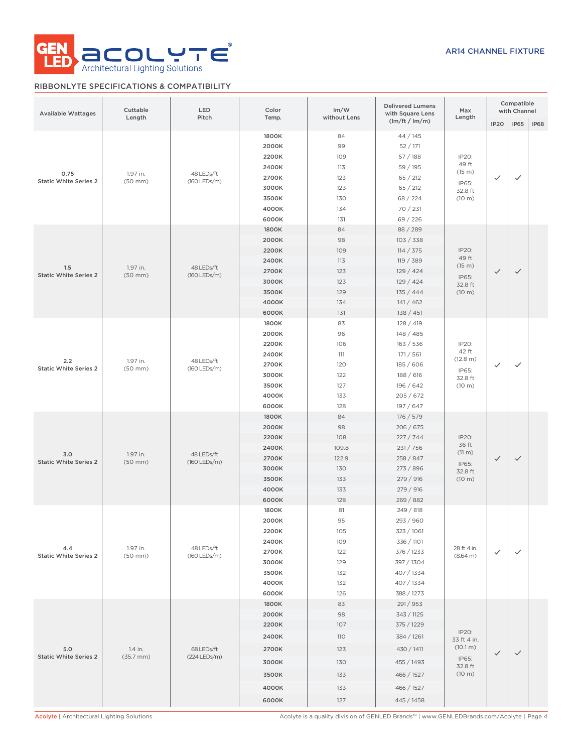AR14 CHANNEL FIXTURE

## RIBBONLYTE SPECIFICATIONS & COMPATIBILITY

| Available Wattages | Cuttable Length | LED Pitch | Color Temp. | lm/W without Lens | Delivered Lumens with Square Lens (lm/ft / lm/m) | Max Length | Compatible with Channel | | |
|---|---|---|---|---|---|---|---|---|---|
| | | | | | | | IP20 | IP65 | IP68 |
| 0.75 Static White Series 2 | 1.97 in. (50 mm) | 48 LEDs/ft (160 LEDs/m) | 1800K | 84 | 44 / 145 | IP20: 49 ft (15 m) IP65: 32.8 ft (10 m) | ✓ | ✓ | |
| | | | 2000K | 99 | 52 / 171 | | | | |
| | | | 2200K | 109 | 57 / 188 | | | | |
| | | | 2400K | 113 | 59 / 195 | | | | |
| | | | 2700K | 123 | 65 / 212 | | | | |
| | | | 3000K | 123 | 65 / 212 | | | | |
| | | | 3500K | 130 | 68 / 224 | | | | |
| | | | 4000K | 134 | 70 / 231 | | | | |
| | | | 6000K | 131 | 69 / 226 | | | | |
| 1.5 Static White Series 2 | 1.97 in. (50 mm) | 48 LEDs/ft (160 LEDs/m) | 1800K | 84 | 88 / 289 | IP20: 49 ft (15 m) IP65: 32.8 ft (10 m) | ✓ | ✓ | |
| | | | 2000K | 98 | 103 / 338 | | | | |
| | | | 2200K | 109 | 114 / 375 | | | | |
| | | | 2400K | 113 | 119 / 389 | | | | |
| | | | 2700K | 123 | 129 / 424 | | | | |
| | | | 3000K | 123 | 129 / 424 | | | | |
| | | | 3500K | 129 | 135 / 444 | | | | |
| | | | 4000K | 134 | 141 / 462 | | | | |
| | | | 6000K | 131 | 138 / 451 | | | | |
| 2.2 Static White Series 2 | 1.97 in. (50 mm) | 48 LEDs/ft (160 LEDs/m) | 1800K | 83 | 128 / 419 | IP20: 42 ft (12.8 m) IP65: 32.8 ft (10 m) | ✓ | ✓ | |
| | | | 2000K | 96 | 148 / 485 | | | | |
| | | | 2200K | 106 | 163 / 536 | | | | |
| | | | 2400K | 111 | 171 / 561 | | | | |
| | | | 2700K | 120 | 185 / 606 | | | | |
| | | | 3000K | 122 | 188 / 616 | | | | |
| | | | 3500K | 127 | 196 / 642 | | | | |
| | | | 4000K | 133 | 205 / 672 | | | | |
| | | | 6000K | 128 | 197 / 647 | | | | |
| 3.0 Static White Series 2 | 1.97 in. (50 mm) | 48 LEDs/ft (160 LEDs/m) | 1800K | 84 | 176 / 579 | IP20: 36 ft (11 m) IP65: 32.8 ft (10 m) | ✓ | ✓ | |
| | | | 2000K | 98 | 206 / 675 | | | | |
| | | | 2200K | 108 | 227 / 744 | | | | |
| | | | 2400K | 109.8 | 231 / 756 | | | | |
| | | | 2700K | 122.9 | 258 / 847 | | | | |
| | | | 3000K | 130 | 273 / 896 | | | | |
| | | | 3500K | 133 | 279 / 916 | | | | |
| | | | 4000K | 133 | 279 / 916 | | | | |
| | | | 6000K | 128 | 269 / 882 | | | | |
| 4.4 Static White Series 2 | 1.97 in. (50 mm) | 48 LEDs/ft (160 LEDs/m) | 1800K | 81 | 249 / 818 | 28 ft 4 in. (8.64 m) | ✓ | ✓ | |
| | | | 2000K | 95 | 293 / 960 | | | | |
| | | | 2200K | 105 | 323 / 1061 | | | | |
| | | | 2400K | 109 | 336 / 1101 | | | | |
| | | | 2700K | 122 | 376 / 1233 | | | | |
| | | | 3000K | 129 | 397 / 1304 | | | | |
| | | | 3500K | 132 | 407 / 1334 | | | | |
| | | | 4000K | 132 | 407 / 1334 | | | | |
| | | | 6000K | 126 | 388 / 1273 | | | | |
| 5.0 Static White Series 2 | 1.4 in. (35.7 mm) | 68 LEDs/ft (224 LEDs/m) | 1800K | 83 | 291 / 953 | IP20: 33 ft 4 in. (10.1 m) IP65: 32.8 ft (10 m) | ✓ | ✓ | |
| | | | 2000K | 98 | 343 / 1125 | | | | |
| | | | 2200K | 107 | 375 / 1229 | | | | |
| | | | 2400K | 110 | 384 / 1261 | | | | |
| | | | 2700K | 123 | 430 / 1411 | | | | |
| | | | 3000K | 130 | 455 / 1493 | | | | |
| | | | 3500K | 133 | 466 / 1527 | | | | |
| | | | 4000K | 133 | 466 / 1527 | | | | |
| | | | 6000K | 127 | 445 / 1458 | | | | |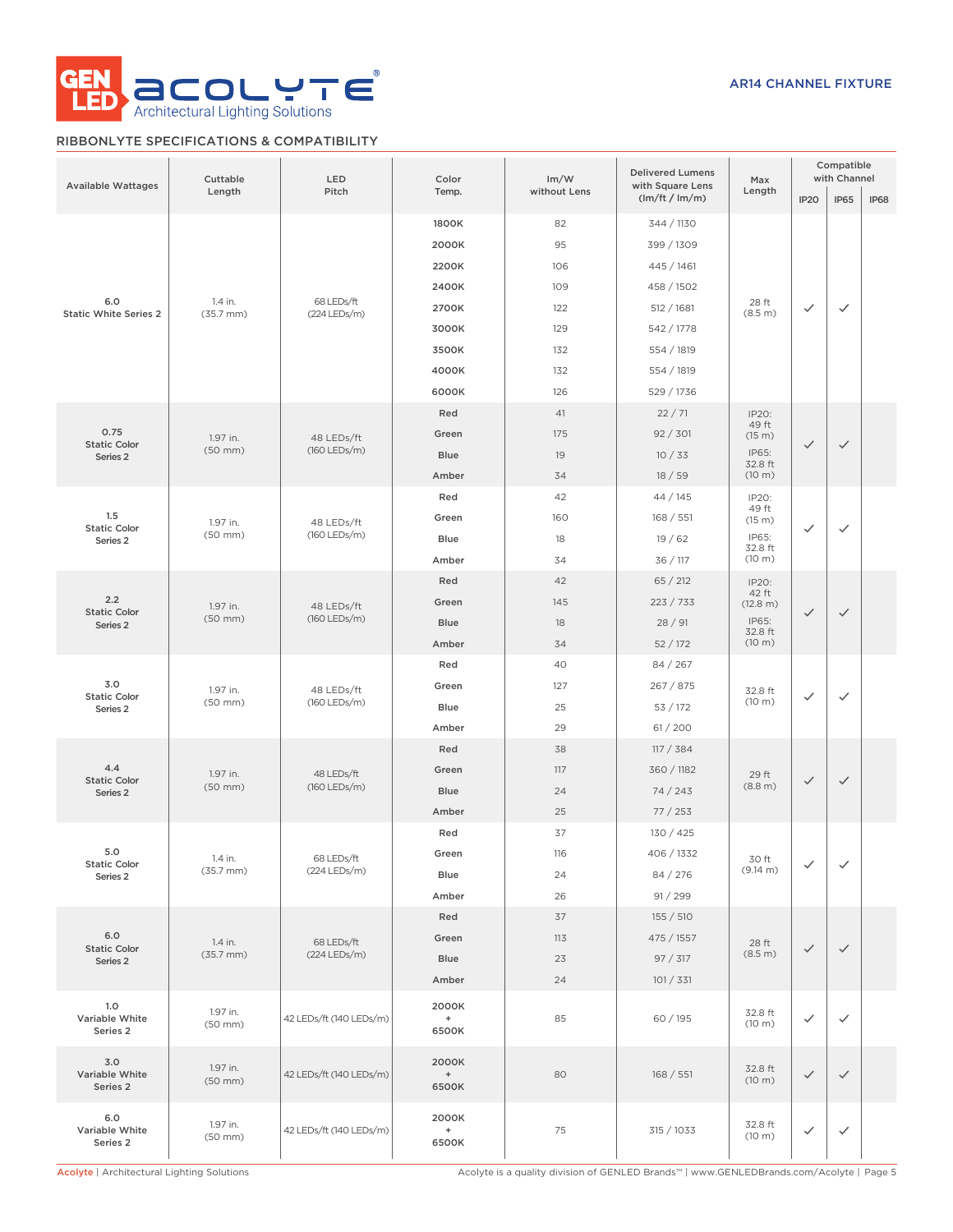AR14 CHANNEL FIXTURE

## RIBBONLYTE SPECIFICATIONS & COMPATIBILITY

| Available Wattages | Cuttable Length | LED Pitch | Color Temp. | lm/W without Lens | Delivered Lumens with Square Lens (lm/ft / lm/m) | Max Length | Compatible with Channel | | |
|---|---|---|---|---|---|---|---|---|---|
| | | | | | | | IP20 | IP65 | IP68 |
| 6.0 Static White Series 2 | 1.4 in. (35.7 mm) | 68 LEDs/ft (224 LEDs/m) | 1800K | 82 | 344 / 1130 | 28 ft (8.5 m) | ✓ | ✓ | |
| | | | 2000K | 95 | 399 / 1309 | | | | |
| | | | 2200K | 106 | 445 / 1461 | | | | |
| | | | 2400K | 109 | 458 / 1502 | | | | |
| | | | 2700K | 122 | 512 / 1681 | | | | |
| | | | 3000K | 129 | 542 / 1778 | | | | |
| | | | 3500K | 132 | 554 / 1819 | | | | |
| | | | 4000K | 132 | 554 / 1819 | | | | |
| | | | 6000K | 126 | 529 / 1736 | | | | |
| 0.75 Static Color Series 2 | 1.97 in. (50 mm) | 48 LEDs/ft (160 LEDs/m) | Red | 41 | 22 / 71 | IP20: 49 ft (15 m) IP65: 32.8 ft (10 m) | ✓ | ✓ | |
| | | | Green | 175 | 92 / 301 | | | | |
| | | | Blue | 19 | 10 / 33 | | | | |
| | | | Amber | 34 | 18 / 59 | | | | |
| 1.5 Static Color Series 2 | 1.97 in. (50 mm) | 48 LEDs/ft (160 LEDs/m) | Red | 42 | 44 / 145 | IP20: 49 ft (15 m) IP65: 32.8 ft (10 m) | ✓ | ✓ | |
| | | | Green | 160 | 168 / 551 | | | | |
| | | | Blue | 18 | 19 / 62 | | | | |
| | | | Amber | 34 | 36 / 117 | | | | |
| 2.2 Static Color Series 2 | 1.97 in. (50 mm) | 48 LEDs/ft (160 LEDs/m) | Red | 42 | 65 / 212 | IP20: 42 ft (12.8 m) IP65: 32.8 ft (10 m) | ✓ | ✓ | |
| | | | Green | 145 | 223 / 733 | | | | |
| | | | Blue | 18 | 28 / 91 | | | | |
| | | | Amber | 34 | 52 / 172 | | | | |
| 3.0 Static Color Series 2 | 1.97 in. (50 mm) | 48 LEDs/ft (160 LEDs/m) | Red | 40 | 84 / 267 | 32.8 ft (10 m) | ✓ | ✓ | |
| | | | Green | 127 | 267 / 875 | | | | |
| | | | Blue | 25 | 53 / 172 | | | | |
| | | | Amber | 29 | 61 / 200 | | | | |
| 4.4 Static Color Series 2 | 1.97 in. (50 mm) | 48 LEDs/ft (160 LEDs/m) | Red | 38 | 117 / 384 | 29 ft (8.8 m) | ✓ | ✓ | |
| | | | Green | 117 | 360 / 1182 | | | | |
| | | | Blue | 24 | 74 / 243 | | | | |
| | | | Amber | 25 | 77 / 253 | | | | |
| 5.0 Static Color Series 2 | 1.4 in. (35.7 mm) | 68 LEDs/ft (224 LEDs/m) | Red | 37 | 130 / 425 | 30 ft (9.14 m) | ✓ | ✓ | |
| | | | Green | 116 | 406 / 1332 | | | | |
| | | | Blue | 24 | 84 / 276 | | | | |
| | | | Amber | 26 | 91 / 299 | | | | |
| 6.0 Static Color Series 2 | 1.4 in. (35.7 mm) | 68 LEDs/ft (224 LEDs/m) | Red | 37 | 155 / 510 | 28 ft (8.5 m) | ✓ | ✓ | |
| | | | Green | 113 | 475 / 1557 | | | | |
| | | | Blue | 23 | 97 / 317 | | | | |
| | | | Amber | 24 | 101 / 331 | | | | |
| 1.0 Variable White Series 2 | 1.97 in. (50 mm) | 42 LEDs/ft (140 LEDs/m) | 2000K + 6500K | 85 | 60 / 195 | 32.8 ft (10 m) | ✓ | ✓ | |
| 3.0 Variable White Series 2 | 1.97 in. (50 mm) | 42 LEDs/ft (140 LEDs/m) | 2000K + 6500K | 80 | 168 / 551 | 32.8 ft (10 m) | ✓ | ✓ | |
| 6.0 Variable White Series 2 | 1.97 in. (50 mm) | 42 LEDs/ft (140 LEDs/m) | 2000K + 6500K | 75 | 315 / 1033 | 32.8 ft (10 m) | ✓ | ✓ | |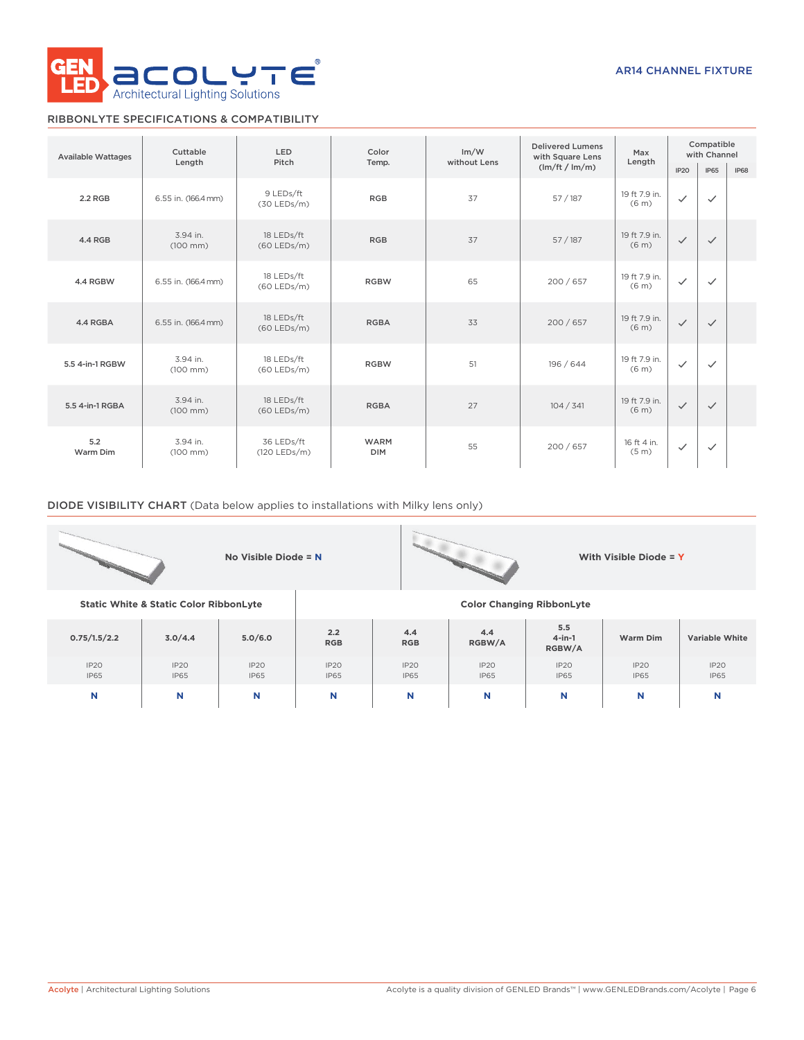AR14 CHANNEL FIXTURE

## RIBBONLYTE SPECIFICATIONS & COMPATIBILITY

| Available Wattages | Cuttable Length | LED Pitch | Color Temp. | lm/W without Lens | Delivered Lumens with Square Lens (lm/ft / lm/m) | Max Length | Compatible with Channel | | |
|---|---|---|---|---|---|---|---|---|---|
| | | | | | | | IP20 | IP65 | IP68 |
| 2.2 RGB | 6.55 in. (166.4 mm) | 9 LEDs/ft (30 LEDs/m) | RGB | 37 | 57 / 187 | 19 ft 7.9 in. (6 m) | ✓ | ✓ | |
| 4.4 RGB | 3.94 in. (100 mm) | 18 LEDs/ft (60 LEDs/m) | RGB | 37 | 57 / 187 | 19 ft 7.9 in. (6 m) | ✓ | ✓ | |
| 4.4 RGBW | 6.55 in. (166.4 mm) | 18 LEDs/ft (60 LEDs/m) | RGBW | 65 | 200 / 657 | 19 ft 7.9 in. (6 m) | ✓ | ✓ | |
| 4.4 RGBA | 6.55 in. (166.4 mm) | 18 LEDs/ft (60 LEDs/m) | RGBA | 33 | 200 / 657 | 19 ft 7.9 in. (6 m) | ✓ | ✓ | |
| 5.5 4-in-1 RGBW | 3.94 in. (100 mm) | 18 LEDs/ft (60 LEDs/m) | RGBW | 51 | 196 / 644 | 19 ft 7.9 in. (6 m) | ✓ | ✓ | |
| 5.5 4-in-1 RGBA | 3.94 in. (100 mm) | 18 LEDs/ft (60 LEDs/m) | RGBA | 27 | 104 / 341 | 19 ft 7.9 in. (6 m) | ✓ | ✓ | |
| 5.2 Warm Dim | 3.94 in. (100 mm) | 36 LEDs/ft (120 LEDs/m) | WARM DIM | 55 | 200 / 657 | 16 ft 4 in. (5 m) | ✓ | ✓ | |

## DIODE VISIBILITY CHART (Data below applies to installations with Milky lens only)

No Visible Diode = **N**

With Visible Diode = **Y**

| Static White & Static Color RibbonLyte | | | Color Changing RibbonLyte | | | | | |
|---|---|---|---|---|---|---|---|---|
| **0.75/1.5/2.2** | **3.0/4.4** | **5.0/6.0** | **2.2 RGB** | **4.4 RGB** | **4.4 RGBW/A** | **5.5 4-in-1 RGBW/A** | **Warm Dim** | **Variable White** |
| IP20 IP65 | IP20 IP65 | IP20 IP65 | IP20 IP65 | IP20 IP65 | IP20 IP65 | IP20 IP65 | IP20 IP65 | IP20 IP65 |
| **N** | **N** | **N** | **N** | **N** | **N** | **N** | **N** | **N** |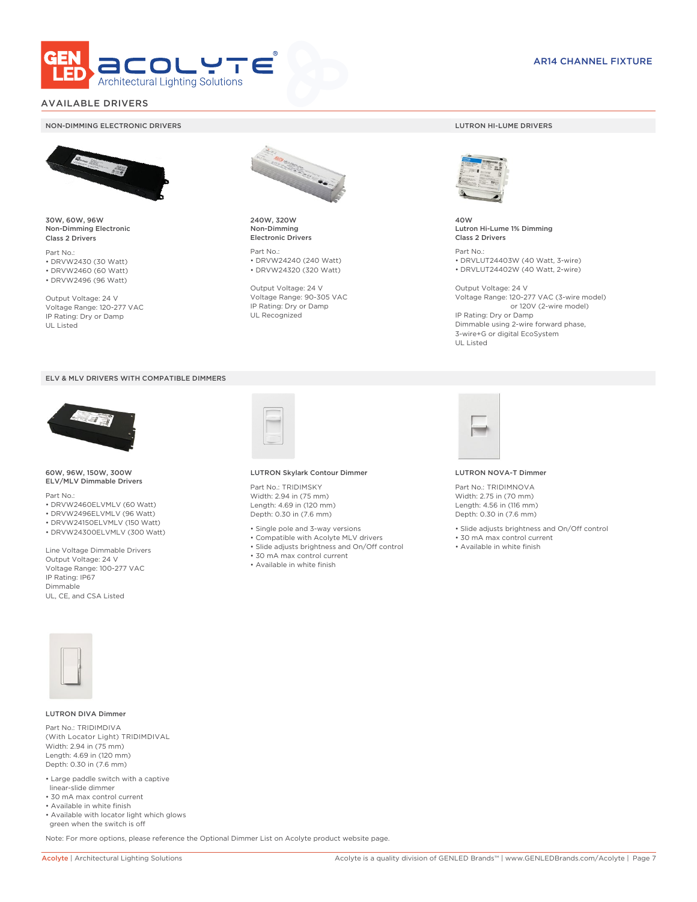AR14 CHANNEL FIXTURE

## AVAILABLE DRIVERS

### NON-DIMMING ELECTRONIC DRIVERS

**30W, 60W, 96W**
**Non-Dimming Electronic**
**Class 2 Drivers**

Part No.:
- DRVW2430 (30 Watt)
- DRVW2460 (60 Watt)
- DRVW2496 (96 Watt)

Output Voltage: 24 V
Voltage Range: 120-277 VAC
IP Rating: Dry or Damp
UL Listed

**240W, 320W**
**Non-Dimming**
**Electronic Drivers**

Part No.:
- DRVW24240 (240 Watt)
- DRVW24320 (320 Watt)

Output Voltage: 24 V
Voltage Range: 90-305 VAC
IP Rating: Dry or Damp
UL Recognized

### LUTRON HI-LUME DRIVERS

**40W**
**Lutron Hi-Lume 1% Dimming**
**Class 2 Drivers**

Part No.:
- DRVLUT24403W (40 Watt, 3-wire)
- DRVLUT24402W (40 Watt, 2-wire)

Output Voltage: 24 V
Voltage Range: 120-277 VAC (3-wire model)
or 120V (2-wire model)
IP Rating: Dry or Damp
Dimmable using 2-wire forward phase, 3-wire+G or digital EcoSystem
UL Listed

### ELV & MLV DRIVERS WITH COMPATIBLE DIMMERS

**60W, 96W, 150W, 300W**
**ELV/MLV Dimmable Drivers**

Part No.:
- DRVW2460ELVMLV (60 Watt)
- DRVW2496ELVMLV (96 Watt)
- DRVW24150ELVMLV (150 Watt)
- DRVW24300ELVMLV (300 Watt)

Line Voltage Dimmable Drivers
Output Voltage: 24 V
Voltage Range: 100-277 VAC
IP Rating: IP67
Dimmable
UL, CE, and CSA Listed

**LUTRON Skylark Contour Dimmer**

Part No.: TRIDIMSKY
Width: 2.94 in (75 mm)
Length: 4.69 in (120 mm)
Depth: 0.30 in (7.6 mm)

- Single pole and 3-way versions
- Compatible with Acolyte MLV drivers
- Slide adjusts brightness and On/Off control
- 30 mA max control current
- Available in white finish

**LUTRON NOVA-T Dimmer**

Part No.: TRIDIMNOVA
Width: 2.75 in (70 mm)
Length: 4.56 in (116 mm)
Depth: 0.30 in (7.6 mm)

- Slide adjusts brightness and On/Off control
- 30 mA max control current
- Available in white finish

**LUTRON DIVA Dimmer**

Part No.: TRIDIMDIVA
(With Locator Light) TRIDIMDIVAL
Width: 2.94 in (75 mm)
Length: 4.69 in (120 mm)
Depth: 0.30 in (7.6 mm)

- Large paddle switch with a captive linear-slide dimmer
- 30 mA max control current
- Available in white finish
- Available with locator light which glows green when the switch is off

Note: For more options, please reference the Optional Dimmer List on Acolyte product website page.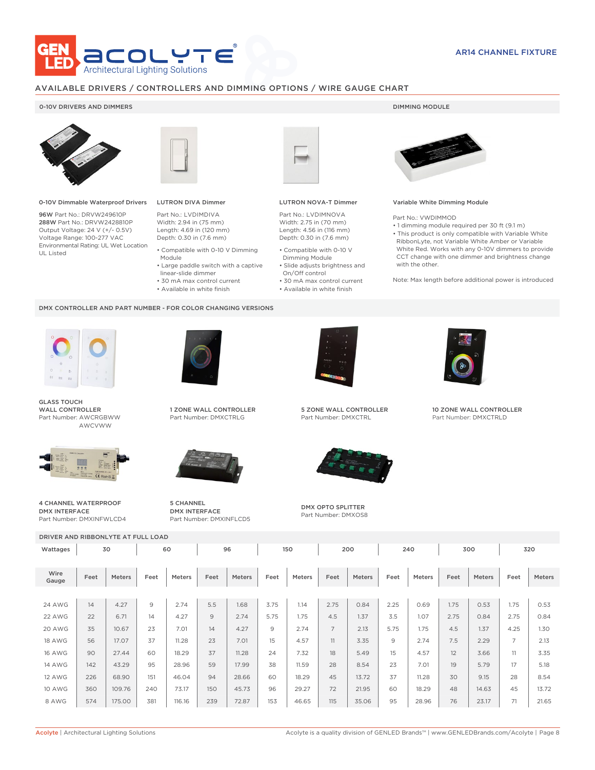AR14 CHANNEL FIXTURE

## AVAILABLE DRIVERS / CONTROLLERS AND DIMMING OPTIONS / WIRE GAUGE CHART

### 0-10V DRIVERS AND DIMMERS

**0-10V Dimmable Waterproof Drivers**

**96W** Part No.: DRVW249610P
**288W** Part No.: DRVW2428810P
Output Voltage: 24 V (+/- 0.5V)
Voltage Range: 100-277 VAC
Environmental Rating: UL Wet Location
UL Listed

**LUTRON DIVA Dimmer**

Part No.: LVDIMDIVA
Width: 2.94 in (75 mm)
Length: 4.69 in (120 mm)
Depth: 0.30 in (7.6 mm)

- Compatible with 0-10 V Dimming Module
- Large paddle switch with a captive linear-slide dimmer
- 30 mA max control current
- Available in white finish

**LUTRON NOVA-T Dimmer**

Part No.: LVDIMNOVA
Width: 2.75 in (70 mm)
Length: 4.56 in (116 mm)
Depth: 0.30 in (7.6 mm)

- Compatible with 0-10 V Dimming Module
- Slide adjusts brightness and On/Off control
- 30 mA max control current
- Available in white finish

### DIMMING MODULE

**Variable White Dimming Module**

Part No.: VWDIMMOD

- 1 dimming module required per 30 ft (9.1 m)
- This product is only compatible with Variable White RibbonLyte, not Variable White Amber or Variable White Red. Works with any 0-10V dimmers to provide CCT change with one dimmer and brightness change with the other.

Note: Max length before additional power is introduced

### DMX CONTROLLER AND PART NUMBER - FOR COLOR CHANGING VERSIONS

**GLASS TOUCH WALL CONTROLLER**
Part Number: AWCRGBWW
AWCVWW

**1 ZONE WALL CONTROLLER**
Part Number: DMXCTRLG

**5 ZONE WALL CONTROLLER**
Part Number: DMXCTRL

**10 ZONE WALL CONTROLLER**
Part Number: DMXCTRLD

**4 CHANNEL WATERPROOF DMX INTERFACE**
Part Number: DMXINFWLCD4

**5 CHANNEL DMX INTERFACE**
Part Number: DMXINFLCD5

**DMX OPTO SPLITTER**
Part Number: DMXOS8

### DRIVER AND RIBBONLYTE AT FULL LOAD

| Wattages | 30 | | 60 | | 96 | | 150 | | 200 | | 240 | | 300 | | 320 | |
|---|---|---|---|---|---|---|---|---|---|---|---|---|---|---|---|---|
| Wire Gauge | Feet | Meters | Feet | Meters | Feet | Meters | Feet | Meters | Feet | Meters | Feet | Meters | Feet | Meters | Feet | Meters |
| 24 AWG | 14 | 4.27 | 9 | 2.74 | 5.5 | 1.68 | 3.75 | 1.14 | 2.75 | 0.84 | 2.25 | 0.69 | 1.75 | 0.53 | 1.75 | 0.53 |
| 22 AWG | 22 | 6.71 | 14 | 4.27 | 9 | 2.74 | 5.75 | 1.75 | 4.5 | 1.37 | 3.5 | 1.07 | 2.75 | 0.84 | 2.75 | 0.84 |
| 20 AWG | 35 | 10.67 | 23 | 7.01 | 14 | 4.27 | 9 | 2.74 | 7 | 2.13 | 5.75 | 1.75 | 4.5 | 1.37 | 4.25 | 1.30 |
| 18 AWG | 56 | 17.07 | 37 | 11.28 | 23 | 7.01 | 15 | 4.57 | 11 | 3.35 | 9 | 2.74 | 7.5 | 2.29 | 7 | 2.13 |
| 16 AWG | 90 | 27.44 | 60 | 18.29 | 37 | 11.28 | 24 | 7.32 | 18 | 5.49 | 15 | 4.57 | 12 | 3.66 | 11 | 3.35 |
| 14 AWG | 142 | 43.29 | 95 | 28.96 | 59 | 17.99 | 38 | 11.59 | 28 | 8.54 | 23 | 7.01 | 19 | 5.79 | 17 | 5.18 |
| 12 AWG | 226 | 68.90 | 151 | 46.04 | 94 | 28.66 | 60 | 18.29 | 45 | 13.72 | 37 | 11.28 | 30 | 9.15 | 28 | 8.54 |
| 10 AWG | 360 | 109.76 | 240 | 73.17 | 150 | 45.73 | 96 | 29.27 | 72 | 21.95 | 60 | 18.29 | 48 | 14.63 | 45 | 13.72 |
| 8 AWG | 574 | 175.00 | 381 | 116.16 | 239 | 72.87 | 153 | 46.65 | 115 | 35.06 | 95 | 28.96 | 76 | 23.17 | 71 | 21.65 |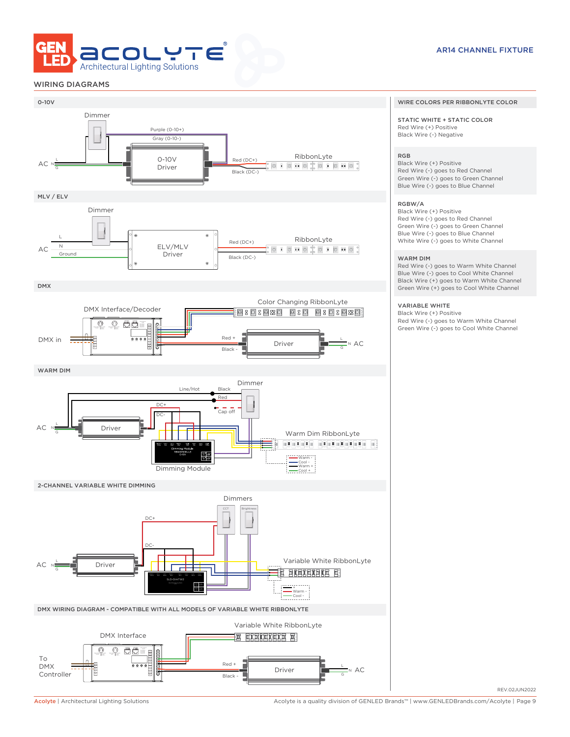GENLED acolyte® Architectural Lighting Solutions

AR14 CHANNEL FIXTURE

## WIRING DIAGRAMS

### 0-10V

Dimmer

Purple (0-10+)

Gray (0-10-)

AC L N G

0-10V Driver

Red (DC+)

Black (DC-)

RibbonLyte

### MLV / ELV

Dimmer

L

N

AC

Ground

ELV/MLV Driver

Red (DC+)

Black (DC-)

RibbonLyte

### DMX

DMX Interface/Decoder

Color Changing RibbonLyte

DMX in

Red +

Black -

Driver

L N G AC

### WARM DIM

Dimmer

Line/Hot

Black

Red

Cap off

DC+

DC-

AC L N G

Driver

Warm Dim RibbonLyte

Dimming Module

Warm -

Cool -

Warm +

Cool +

### 2-CHANNEL VARIABLE WHITE DIMMING

Dimmers

CCT

Brightness

DC+

DC-

AC L N G

Driver

Variable White RibbonLyte

Warm -

Cool -

### DMX WIRING DIAGRAM - COMPATIBLE WITH ALL MODELS OF VARIABLE WHITE RIBBONLYTE

Variable White RibbonLyte

DMX Interface

To DMX Controller

Red +

Black -

Driver

L N G AC

## WIRE COLORS PER RIBBONLYTE COLOR

**STATIC WHITE + STATIC COLOR**
Red Wire (+) Positive
Black Wire (-) Negative

**RGB**
Black Wire (+) Positive
Red Wire (-) goes to Red Channel
Green Wire (-) goes to Green Channel
Blue Wire (-) goes to Blue Channel

**RGBW/A**
Black Wire (+) Positive
Red Wire (-) goes to Red Channel
Green Wire (-) goes to Green Channel
Blue Wire (-) goes to Blue Channel
White Wire (-) goes to White Channel

**WARM DIM**
Red Wire (-) goes to Warm White Channel
Blue Wire (-) goes to Cool White Channel
Black Wire (+) goes to Warm White Channel
Green Wire (+) goes to Cool White Channel

**VARIABLE WHITE**
Black Wire (+) Positive
Red Wire (-) goes to Warm White Channel
Green Wire (-) goes to Cool White Channel

REV.02JUN2022

Acolyte | Architectural Lighting Solutions

Acolyte is a quality division of GENLED Brands™ | www.GENLEDBrands.com/Acolyte